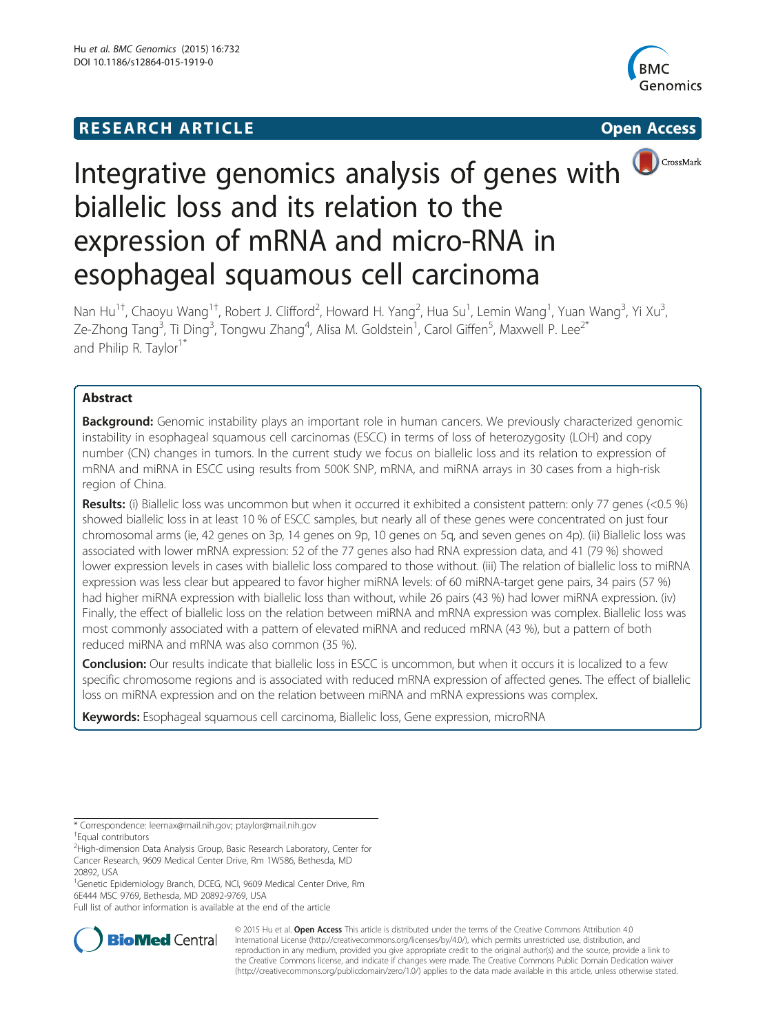# RESEARCH ARTICLE

Open Access

# Integrative genomics analysis of genes with biallelic loss and its relation to the expression of mRNA and micro-RNA in esophageal squamous cell carcinoma

Nan Hu[1†], Chaoyu Wang[1†], Robert J. Clifford[2], Howard H. Yang[2], Hua Su[1], Lemin Wang[1], Yuan Wang[3], Yi Xu[3], Ze-Zhong Tang[3], Ti Ding[3], Tongwu Zhang[4], Alisa M. Goldstein[1], Carol Giffen[5], Maxwell P. Lee[2*] and Philip R. Taylor[1*]

## Abstract

**Background:** Genomic instability plays an important role in human cancers. We previously characterized genomic instability in esophageal squamous cell carcinomas (ESCC) in terms of loss of heterozygosity (LOH) and copy number (CN) changes in tumors. In the current study we focus on biallelic loss and its relation to expression of mRNA and miRNA in ESCC using results from 500K SNP, mRNA, and miRNA arrays in 30 cases from a high-risk region of China.

**Results:** (i) Biallelic loss was uncommon but when it occurred it exhibited a consistent pattern: only 77 genes (<0.5 %) showed biallelic loss in at least 10 % of ESCC samples, but nearly all of these genes were concentrated on just four chromosomal arms (ie, 42 genes on 3p, 14 genes on 9p, 10 genes on 5q, and seven genes on 4p). (ii) Biallelic loss was associated with lower mRNA expression: 52 of the 77 genes also had RNA expression data, and 41 (79 %) showed lower expression levels in cases with biallelic loss compared to those without. (iii) The relation of biallelic loss to miRNA expression was less clear but appeared to favor higher miRNA levels: of 60 miRNA-target gene pairs, 34 pairs (57 %) had higher miRNA expression with biallelic loss than without, while 26 pairs (43 %) had lower miRNA expression. (iv) Finally, the effect of biallelic loss on the relation between miRNA and mRNA expression was complex. Biallelic loss was most commonly associated with a pattern of elevated miRNA and reduced mRNA (43 %), but a pattern of both reduced miRNA and mRNA was also common (35 %).

**Conclusion:** Our results indicate that biallelic loss in ESCC is uncommon, but when it occurs it is localized to a few specific chromosome regions and is associated with reduced mRNA expression of affected genes. The effect of biallelic loss on miRNA expression and on the relation between miRNA and mRNA expressions was complex.

**Keywords:** Esophageal squamous cell carcinoma, Biallelic loss, Gene expression, microRNA

\* Correspondence: leemax@mail.nih.gov; ptaylor@mail.nih.gov
†Equal contributors
[2]High-dimension Data Analysis Group, Basic Research Laboratory, Center for Cancer Research, 9609 Medical Center Drive, Rm 1W586, Bethesda, MD 20892, USA
[1]Genetic Epidemiology Branch, DCEG, NCI, 9609 Medical Center Drive, Rm 6E444 MSC 9769, Bethesda, MD 20892-9769, USA
Full list of author information is available at the end of the article

© 2015 Hu et al. **Open Access** This article is distributed under the terms of the Creative Commons Attribution 4.0 International License (http://creativecommons.org/licenses/by/4.0/), which permits unrestricted use, distribution, and reproduction in any medium, provided you give appropriate credit to the original author(s) and the source, provide a link to the Creative Commons license, and indicate if changes were made. The Creative Commons Public Domain Dedication waiver (http://creativecommons.org/publicdomain/zero/1.0/) applies to the data made available in this article, unless otherwise stated.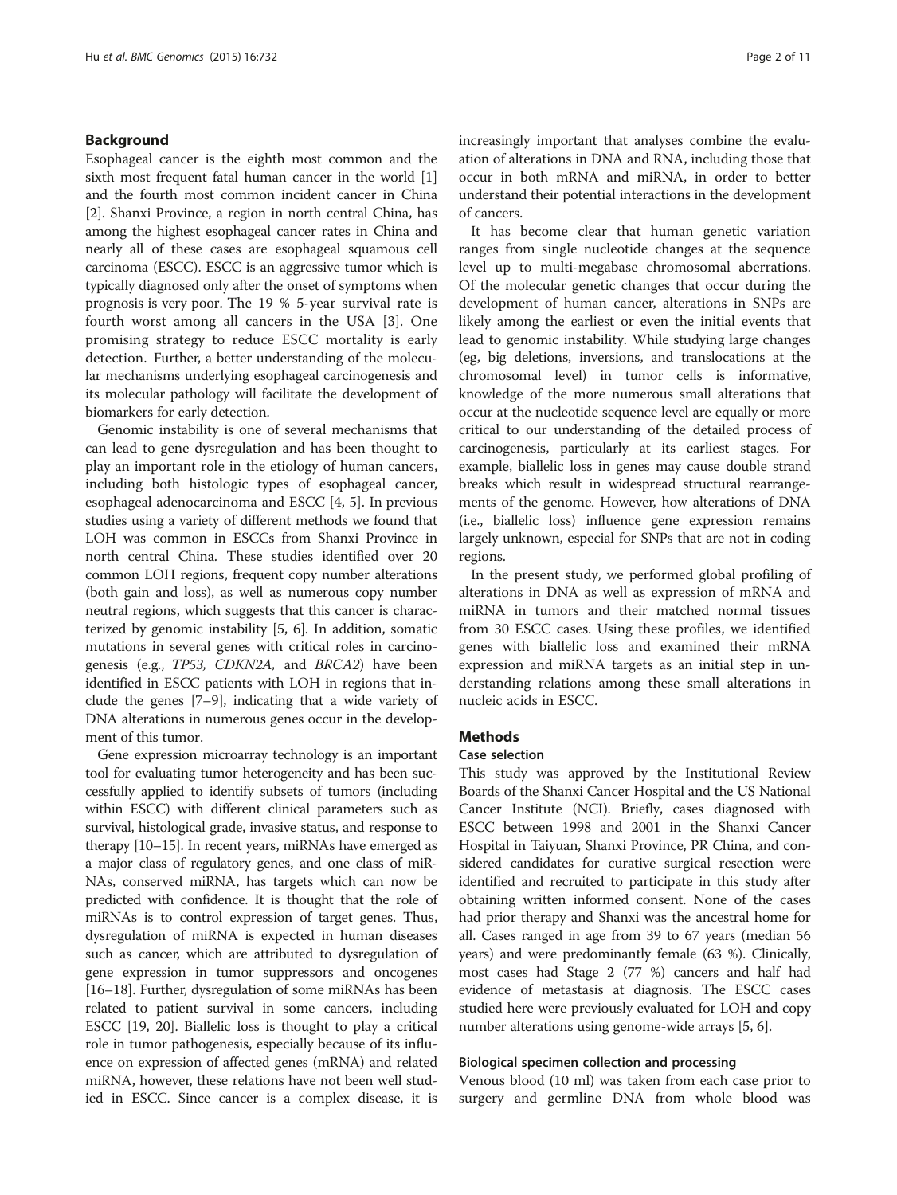## Background

Esophageal cancer is the eighth most common and the sixth most frequent fatal human cancer in the world [1] and the fourth most common incident cancer in China [2]. Shanxi Province, a region in north central China, has among the highest esophageal cancer rates in China and nearly all of these cases are esophageal squamous cell carcinoma (ESCC). ESCC is an aggressive tumor which is typically diagnosed only after the onset of symptoms when prognosis is very poor. The 19 % 5-year survival rate is fourth worst among all cancers in the USA [3]. One promising strategy to reduce ESCC mortality is early detection. Further, a better understanding of the molecular mechanisms underlying esophageal carcinogenesis and its molecular pathology will facilitate the development of biomarkers for early detection.

Genomic instability is one of several mechanisms that can lead to gene dysregulation and has been thought to play an important role in the etiology of human cancers, including both histologic types of esophageal cancer, esophageal adenocarcinoma and ESCC [4, 5]. In previous studies using a variety of different methods we found that LOH was common in ESCCs from Shanxi Province in north central China. These studies identified over 20 common LOH regions, frequent copy number alterations (both gain and loss), as well as numerous copy number neutral regions, which suggests that this cancer is characterized by genomic instability [5, 6]. In addition, somatic mutations in several genes with critical roles in carcinogenesis (e.g., *TP53, CDKN2A,* and *BRCA2*) have been identified in ESCC patients with LOH in regions that include the genes [7–9], indicating that a wide variety of DNA alterations in numerous genes occur in the development of this tumor.

Gene expression microarray technology is an important tool for evaluating tumor heterogeneity and has been successfully applied to identify subsets of tumors (including within ESCC) with different clinical parameters such as survival, histological grade, invasive status, and response to therapy [10–15]. In recent years, miRNAs have emerged as a major class of regulatory genes, and one class of miRNAs, conserved miRNA, has targets which can now be predicted with confidence. It is thought that the role of miRNAs is to control expression of target genes. Thus, dysregulation of miRNA is expected in human diseases such as cancer, which are attributed to dysregulation of gene expression in tumor suppressors and oncogenes [16–18]. Further, dysregulation of some miRNAs has been related to patient survival in some cancers, including ESCC [19, 20]. Biallelic loss is thought to play a critical role in tumor pathogenesis, especially because of its influence on expression of affected genes (mRNA) and related miRNA, however, these relations have not been well studied in ESCC. Since cancer is a complex disease, it is increasingly important that analyses combine the evaluation of alterations in DNA and RNA, including those that occur in both mRNA and miRNA, in order to better understand their potential interactions in the development of cancers.

It has become clear that human genetic variation ranges from single nucleotide changes at the sequence level up to multi-megabase chromosomal aberrations. Of the molecular genetic changes that occur during the development of human cancer, alterations in SNPs are likely among the earliest or even the initial events that lead to genomic instability. While studying large changes (eg, big deletions, inversions, and translocations at the chromosomal level) in tumor cells is informative, knowledge of the more numerous small alterations that occur at the nucleotide sequence level are equally or more critical to our understanding of the detailed process of carcinogenesis, particularly at its earliest stages. For example, biallelic loss in genes may cause double strand breaks which result in widespread structural rearrangements of the genome. However, how alterations of DNA (i.e., biallelic loss) influence gene expression remains largely unknown, especial for SNPs that are not in coding regions.

In the present study, we performed global profiling of alterations in DNA as well as expression of mRNA and miRNA in tumors and their matched normal tissues from 30 ESCC cases. Using these profiles, we identified genes with biallelic loss and examined their mRNA expression and miRNA targets as an initial step in understanding relations among these small alterations in nucleic acids in ESCC.

## Methods

### Case selection

This study was approved by the Institutional Review Boards of the Shanxi Cancer Hospital and the US National Cancer Institute (NCI). Briefly, cases diagnosed with ESCC between 1998 and 2001 in the Shanxi Cancer Hospital in Taiyuan, Shanxi Province, PR China, and considered candidates for curative surgical resection were identified and recruited to participate in this study after obtaining written informed consent. None of the cases had prior therapy and Shanxi was the ancestral home for all. Cases ranged in age from 39 to 67 years (median 56 years) and were predominantly female (63 %). Clinically, most cases had Stage 2 (77 %) cancers and half had evidence of metastasis at diagnosis. The ESCC cases studied here were previously evaluated for LOH and copy number alterations using genome-wide arrays [5, 6].

### Biological specimen collection and processing

Venous blood (10 ml) was taken from each case prior to surgery and germline DNA from whole blood was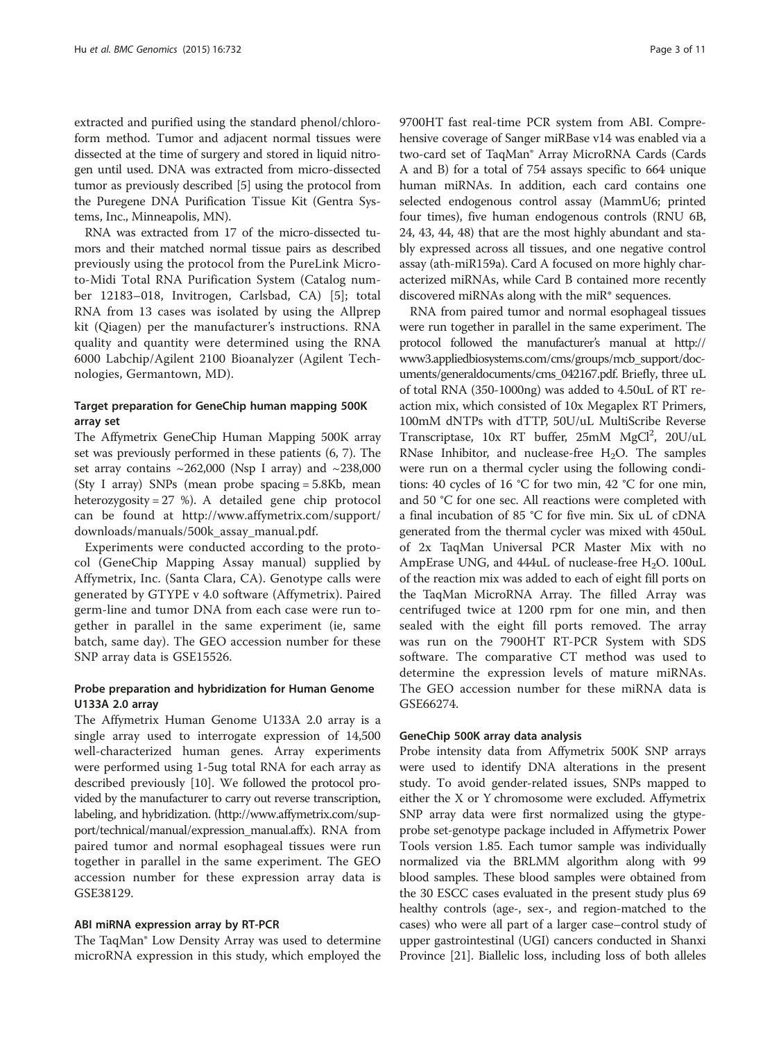extracted and purified using the standard phenol/chloroform method. Tumor and adjacent normal tissues were dissected at the time of surgery and stored in liquid nitrogen until used. DNA was extracted from micro-dissected tumor as previously described [5] using the protocol from the Puregene DNA Purification Tissue Kit (Gentra Systems, Inc., Minneapolis, MN).

RNA was extracted from 17 of the micro-dissected tumors and their matched normal tissue pairs as described previously using the protocol from the PureLink Micro-to-Midi Total RNA Purification System (Catalog number 12183–018, Invitrogen, Carlsbad, CA) [5]; total RNA from 13 cases was isolated by using the Allprep kit (Qiagen) per the manufacturer's instructions. RNA quality and quantity were determined using the RNA 6000 Labchip/Agilent 2100 Bioanalyzer (Agilent Technologies, Germantown, MD).

### Target preparation for GeneChip human mapping 500K array set

The Affymetrix GeneChip Human Mapping 500K array set was previously performed in these patients (6, 7). The set array contains ~262,000 (Nsp I array) and ~238,000 (Sty I array) SNPs (mean probe spacing = 5.8Kb, mean heterozygosity = 27 %). A detailed gene chip protocol can be found at http://www.affymetrix.com/support/downloads/manuals/500k_assay_manual.pdf.

Experiments were conducted according to the protocol (GeneChip Mapping Assay manual) supplied by Affymetrix, Inc. (Santa Clara, CA). Genotype calls were generated by GTYPE v 4.0 software (Affymetrix). Paired germ-line and tumor DNA from each case were run together in parallel in the same experiment (ie, same batch, same day). The GEO accession number for these SNP array data is GSE15526.

### Probe preparation and hybridization for Human Genome U133A 2.0 array

The Affymetrix Human Genome U133A 2.0 array is a single array used to interrogate expression of 14,500 well-characterized human genes. Array experiments were performed using 1-5ug total RNA for each array as described previously [10]. We followed the protocol provided by the manufacturer to carry out reverse transcription, labeling, and hybridization. (http://www.affymetrix.com/support/technical/manual/expression_manual.affx). RNA from paired tumor and normal esophageal tissues were run together in parallel in the same experiment. The GEO accession number for these expression array data is GSE38129.

### ABI miRNA expression array by RT-PCR

The TaqMan® Low Density Array was used to determine microRNA expression in this study, which employed the 9700HT fast real-time PCR system from ABI. Comprehensive coverage of Sanger miRBase v14 was enabled via a two-card set of TaqMan® Array MicroRNA Cards (Cards A and B) for a total of 754 assays specific to 664 unique human miRNAs. In addition, each card contains one selected endogenous control assay (MammU6; printed four times), five human endogenous controls (RNU 6B, 24, 43, 44, 48) that are the most highly abundant and stably expressed across all tissues, and one negative control assay (ath-miR159a). Card A focused on more highly characterized miRNAs, while Card B contained more recently discovered miRNAs along with the miR* sequences.

RNA from paired tumor and normal esophageal tissues were run together in parallel in the same experiment. The protocol followed the manufacturer's manual at http://www3.appliedbiosystems.com/cms/groups/mcb_support/documents/generaldocuments/cms_042167.pdf. Briefly, three uL of total RNA (350-1000ng) was added to 4.50uL of RT reaction mix, which consisted of 10x Megaplex RT Primers, 100mM dNTPs with dTTP, 50U/uL MultiScribe Reverse Transcriptase, 10x RT buffer, 25mM $MgCl^2$, 20U/uL RNase Inhibitor, and nuclease-free $H_2O$. The samples were run on a thermal cycler using the following conditions: 40 cycles of 16 °C for two min, 42 °C for one min, and 50 °C for one sec. All reactions were completed with a final incubation of 85 °C for five min. Six uL of cDNA generated from the thermal cycler was mixed with 450uL of 2x TaqMan Universal PCR Master Mix with no AmpErase UNG, and 444uL of nuclease-free $H_2O$. 100uL of the reaction mix was added to each of eight fill ports on the TaqMan MicroRNA Array. The filled Array was centrifuged twice at 1200 rpm for one min, and then sealed with the eight fill ports removed. The Array was run on the 7900HT RT-PCR System with SDS software. The comparative CT method was used to determine the expression levels of mature miRNAs. The GEO accession number for these miRNA data is GSE66274.

### GeneChip 500K array data analysis

Probe intensity data from Affymetrix 500K SNP arrays were used to identify DNA alterations in the present study. To avoid gender-related issues, SNPs mapped to either the X or Y chromosome were excluded. Affymetrix SNP array data were first normalized using the gtype-probe set-genotype package included in Affymetrix Power Tools version 1.85. Each tumor sample was individually normalized via the BRLMM algorithm along with 99 blood samples. These blood samples were obtained from the 30 ESCC cases evaluated in the present study plus 69 healthy controls (age-, sex-, and region-matched to the cases) who were all part of a larger case–control study of upper gastrointestinal (UGI) cancers conducted in Shanxi Province [21]. Biallelic loss, including loss of both alleles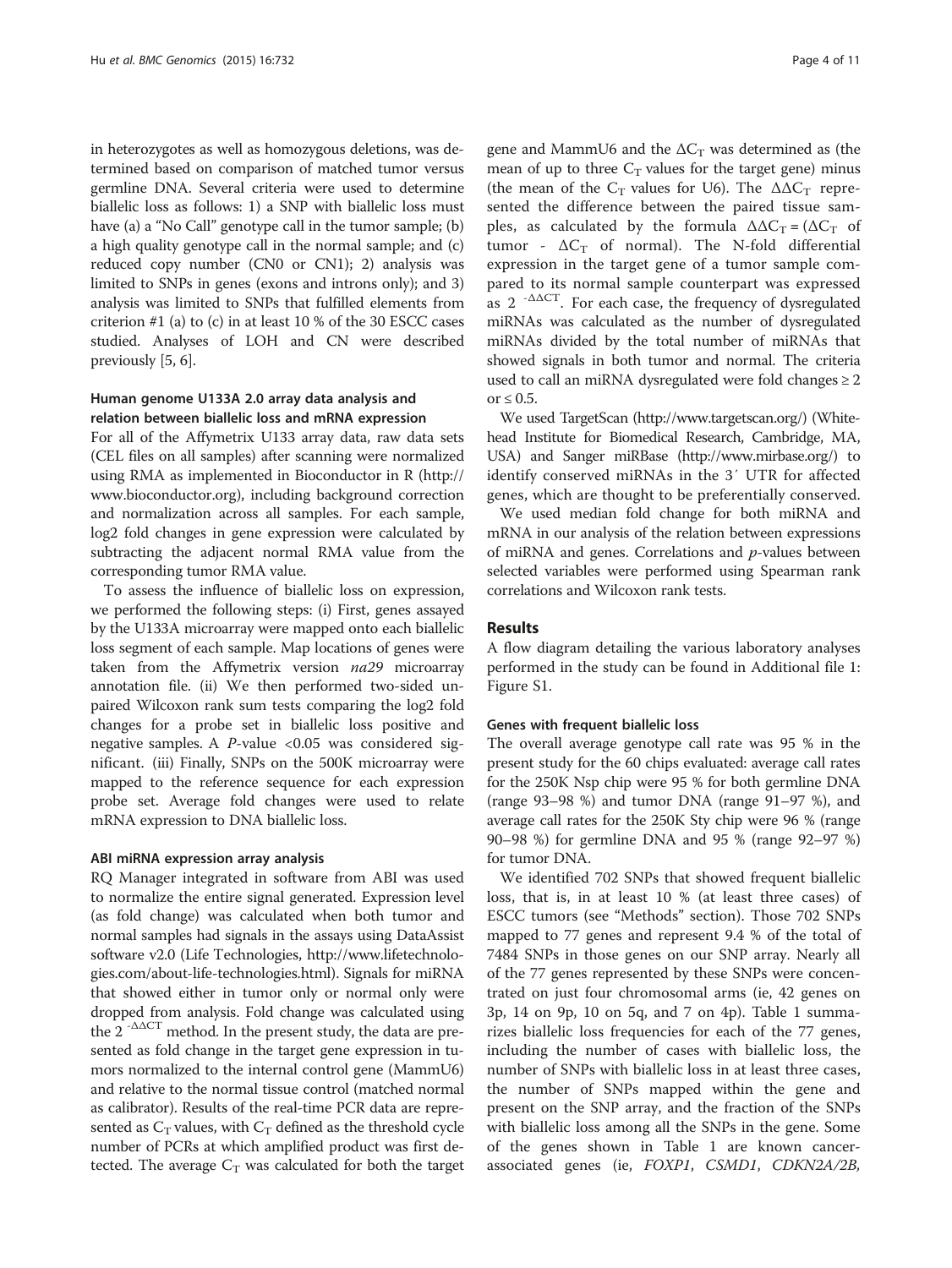in heterozygotes as well as homozygous deletions, was determined based on comparison of matched tumor versus germline DNA. Several criteria were used to determine biallelic loss as follows: 1) a SNP with biallelic loss must have (a) a "No Call" genotype call in the tumor sample; (b) a high quality genotype call in the normal sample; and (c) reduced copy number (CN0 or CN1); 2) analysis was limited to SNPs in genes (exons and introns only); and 3) analysis was limited to SNPs that fulfilled elements from criterion #1 (a) to (c) in at least 10 % of the 30 ESCC cases studied. Analyses of LOH and CN were described previously [5, 6].

### Human genome U133A 2.0 array data analysis and relation between biallelic loss and mRNA expression

For all of the Affymetrix U133 array data, raw data sets (CEL files on all samples) after scanning were normalized using RMA as implemented in Bioconductor in R (http://www.bioconductor.org), including background correction and normalization across all samples. For each sample, log2 fold changes in gene expression were calculated by subtracting the adjacent normal RMA value from the corresponding tumor RMA value.

To assess the influence of biallelic loss on expression, we performed the following steps: (i) First, genes assayed by the U133A microarray were mapped onto each biallelic loss segment of each sample. Map locations of genes were taken from the Affymetrix version *na29* microarray annotation file. (ii) We then performed two-sided unpaired Wilcoxon rank sum tests comparing the log2 fold changes for a probe set in biallelic loss positive and negative samples. A *P*-value <0.05 was considered significant. (iii) Finally, SNPs on the 500K microarray were mapped to the reference sequence for each expression probe set. Average fold changes were used to relate mRNA expression to DNA biallelic loss.

### ABI miRNA expression array analysis

RQ Manager integrated in software from ABI was used to normalize the entire signal generated. Expression level (as fold change) was calculated when both tumor and normal samples had signals in the assays using DataAssist software v2.0 (Life Technologies, http://www.lifetechnologies.com/about-life-technologies.html). Signals for miRNA that showed either in tumor only or normal only were dropped from analysis. Fold change was calculated using the $2^{-\Delta\Delta CT}$ method. In the present study, the data are presented as fold change in the target gene expression in tumors normalized to the internal control gene (MammU6) and relative to the normal tissue control (matched normal as calibrator). Results of the real-time PCR data are represented as $C_T$ values, with $C_T$ defined as the threshold cycle number of PCRs at which amplified product was first detected. The average $C_T$ was calculated for both the target gene and MammU6 and the $\Delta C_T$ was determined as (the mean of up to three $C_T$ values for the target gene) minus (the mean of the $C_T$ values for U6). The $\Delta\Delta C_T$ represented the difference between the paired tissue samples, as calculated by the formula $\Delta\Delta C_T = (\Delta C_T$ of tumor - $\Delta C_T$ of normal). The N-fold differential expression in the target gene of a tumor sample compared to its normal sample counterpart was expressed as $2^{-\Delta\Delta CT}$. For each case, the frequency of dysregulated miRNAs was calculated as the number of dysregulated miRNAs divided by the total number of miRNAs that showed signals in both tumor and normal. The criteria used to call an miRNA dysregulated were fold changes ≥ 2 or ≤ 0.5.

We used TargetScan (http://www.targetscan.org/) (Whitehead Institute for Biomedical Research, Cambridge, MA, USA) and Sanger miRBase (http://www.mirbase.org/) to identify conserved miRNAs in the 3′ UTR for affected genes, which are thought to be preferentially conserved.

We used median fold change for both miRNA and mRNA in our analysis of the relation between expressions of miRNA and genes. Correlations and *p*-values between selected variables were performed using Spearman rank correlations and Wilcoxon rank tests.

## Results

A flow diagram detailing the various laboratory analyses performed in the study can be found in Additional file 1: Figure S1.

### Genes with frequent biallelic loss

The overall average genotype call rate was 95 % in the present study for the 60 chips evaluated: average call rates for the 250K Nsp chip were 95 % for both germline DNA (range 93–98 %) and tumor DNA (range 91–97 %), and average call rates for the 250K Sty chip were 96 % (range 90–98 %) for germline DNA and 95 % (range 92–97 %) for tumor DNA.

We identified 702 SNPs that showed frequent biallelic loss, that is, in at least 10 % (at least three cases) of ESCC tumors (see "Methods" section). Those 702 SNPs mapped to 77 genes and represent 9.4 % of the total of 7484 SNPs in those genes on our SNP array. Nearly all of the 77 genes represented by these SNPs were concentrated on just four chromosomal arms (ie, 42 genes on 3p, 14 on 9p, 10 on 5q, and 7 on 4p). Table 1 summarizes biallelic loss frequencies for each of the 77 genes, including the number of cases with biallelic loss, the number of SNPs with biallelic loss in at least three cases, the number of SNPs mapped within the gene and present on the SNP array, and the fraction of the SNPs with biallelic loss among all the SNPs in the gene. Some of the genes shown in Table 1 are known cancer-associated genes (ie, *FOXP1*, *CSMD1*, *CDKN2A/2B*,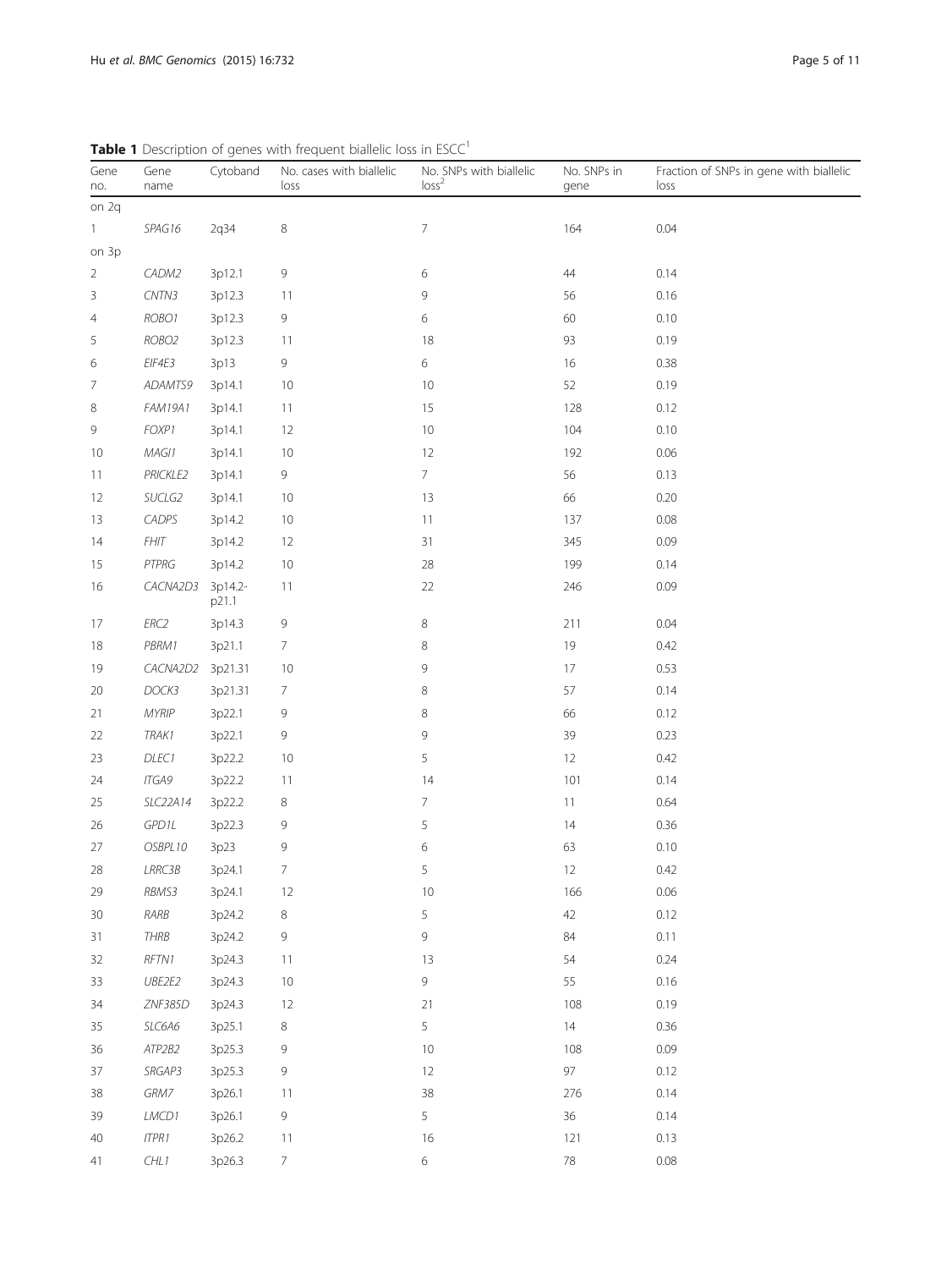**Table 1** Description of genes with frequent biallelic loss in ESCC[1]

| Gene no. | Gene name | Cytoband | No. cases with biallelic loss | No. SNPs with biallelic loss[2] | No. SNPs in gene | Fraction of SNPs in gene with biallelic loss |
|---|---|---|---|---|---|---|
| on 2q | | | | | | |
| 1 | *SPAG16* | 2q34 | 8 | 7 | 164 | 0.04 |
| on 3p | | | | | | |
| 2 | *CADM2* | 3p12.1 | 9 | 6 | 44 | 0.14 |
| 3 | *CNTN3* | 3p12.3 | 11 | 9 | 56 | 0.16 |
| 4 | *ROBO1* | 3p12.3 | 9 | 6 | 60 | 0.10 |
| 5 | *ROBO2* | 3p12.3 | 11 | 18 | 93 | 0.19 |
| 6 | *EIF4E3* | 3p13 | 9 | 6 | 16 | 0.38 |
| 7 | *ADAMTS9* | 3p14.1 | 10 | 10 | 52 | 0.19 |
| 8 | *FAM19A1* | 3p14.1 | 11 | 15 | 128 | 0.12 |
| 9 | *FOXP1* | 3p14.1 | 12 | 10 | 104 | 0.10 |
| 10 | *MAGI1* | 3p14.1 | 10 | 12 | 192 | 0.06 |
| 11 | *PRICKLE2* | 3p14.1 | 9 | 7 | 56 | 0.13 |
| 12 | *SUCLG2* | 3p14.1 | 10 | 13 | 66 | 0.20 |
| 13 | *CADPS* | 3p14.2 | 10 | 11 | 137 | 0.08 |
| 14 | *FHIT* | 3p14.2 | 12 | 31 | 345 | 0.09 |
| 15 | *PTPRG* | 3p14.2 | 10 | 28 | 199 | 0.14 |
| 16 | *CACNA2D3* | 3p14.2-p21.1 | 11 | 22 | 246 | 0.09 |
| 17 | *ERC2* | 3p14.3 | 9 | 8 | 211 | 0.04 |
| 18 | *PBRM1* | 3p21.1 | 7 | 8 | 19 | 0.42 |
| 19 | *CACNA2D2* | 3p21.31 | 10 | 9 | 17 | 0.53 |
| 20 | *DOCK3* | 3p21.31 | 7 | 8 | 57 | 0.14 |
| 21 | *MYRIP* | 3p22.1 | 9 | 8 | 66 | 0.12 |
| 22 | *TRAK1* | 3p22.1 | 9 | 9 | 39 | 0.23 |
| 23 | *DLEC1* | 3p22.2 | 10 | 5 | 12 | 0.42 |
| 24 | *ITGA9* | 3p22.2 | 11 | 14 | 101 | 0.14 |
| 25 | *SLC22A14* | 3p22.2 | 8 | 7 | 11 | 0.64 |
| 26 | *GPD1L* | 3p22.3 | 9 | 5 | 14 | 0.36 |
| 27 | *OSBPL10* | 3p23 | 9 | 6 | 63 | 0.10 |
| 28 | *LRRC3B* | 3p24.1 | 7 | 5 | 12 | 0.42 |
| 29 | *RBMS3* | 3p24.1 | 12 | 10 | 166 | 0.06 |
| 30 | *RARB* | 3p24.2 | 8 | 5 | 42 | 0.12 |
| 31 | *THRB* | 3p24.2 | 9 | 9 | 84 | 0.11 |
| 32 | *RFTN1* | 3p24.3 | 11 | 13 | 54 | 0.24 |
| 33 | *UBE2E2* | 3p24.3 | 10 | 9 | 55 | 0.16 |
| 34 | *ZNF385D* | 3p24.3 | 12 | 21 | 108 | 0.19 |
| 35 | *SLC6A6* | 3p25.1 | 8 | 5 | 14 | 0.36 |
| 36 | *ATP2B2* | 3p25.3 | 9 | 10 | 108 | 0.09 |
| 37 | *SRGAP3* | 3p25.3 | 9 | 12 | 97 | 0.12 |
| 38 | *GRM7* | 3p26.1 | 11 | 38 | 276 | 0.14 |
| 39 | *LMCD1* | 3p26.1 | 9 | 5 | 36 | 0.14 |
| 40 | *ITPR1* | 3p26.2 | 11 | 16 | 121 | 0.13 |
| 41 | *CHL1* | 3p26.3 | 7 | 6 | 78 | 0.08 |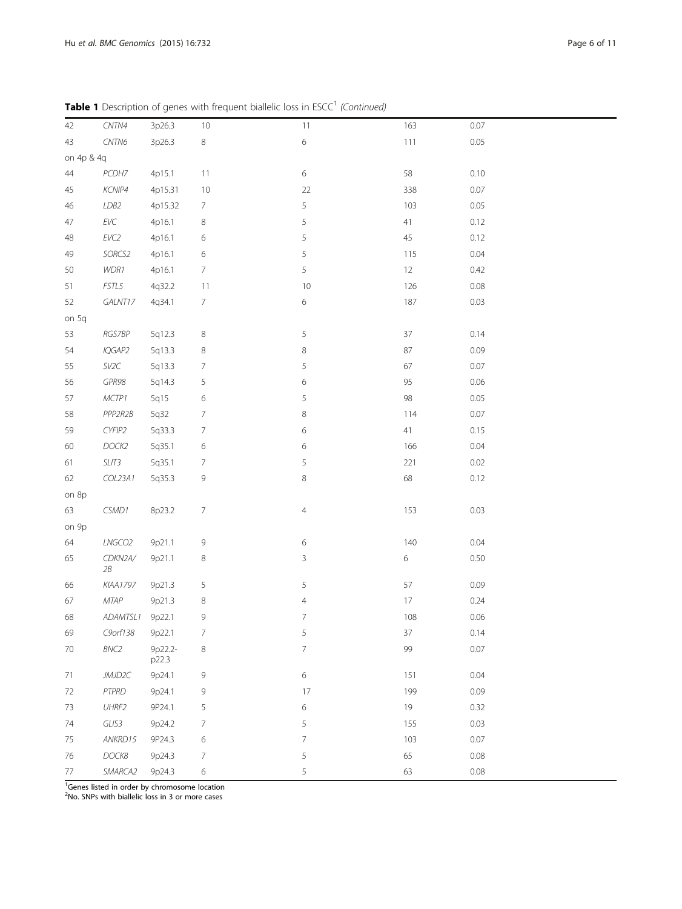**Table 1** Description of genes with frequent biallelic loss in ESCC[1] *(Continued)*

| | | | | | | |
|---|---|---|---|---|---|---|
| 42 | *CNTN4* | 3p26.3 | 10 | 11 | 163 | 0.07 |
| 43 | *CNTN6* | 3p26.3 | 8 | 6 | 111 | 0.05 |
| on 4p & 4q | | | | | | |
| 44 | *PCDH7* | 4p15.1 | 11 | 6 | 58 | 0.10 |
| 45 | *KCNIP4* | 4p15.31 | 10 | 22 | 338 | 0.07 |
| 46 | *LDB2* | 4p15.32 | 7 | 5 | 103 | 0.05 |
| 47 | *EVC* | 4p16.1 | 8 | 5 | 41 | 0.12 |
| 48 | *EVC2* | 4p16.1 | 6 | 5 | 45 | 0.12 |
| 49 | *SORCS2* | 4p16.1 | 6 | 5 | 115 | 0.04 |
| 50 | *WDR1* | 4p16.1 | 7 | 5 | 12 | 0.42 |
| 51 | *FSTL5* | 4q32.2 | 11 | 10 | 126 | 0.08 |
| 52 | *GALNT17* | 4q34.1 | 7 | 6 | 187 | 0.03 |
| on 5q | | | | | | |
| 53 | *RGS7BP* | 5q12.3 | 8 | 5 | 37 | 0.14 |
| 54 | *IQGAP2* | 5q13.3 | 8 | 8 | 87 | 0.09 |
| 55 | *SV2C* | 5q13.3 | 7 | 5 | 67 | 0.07 |
| 56 | *GPR98* | 5q14.3 | 5 | 6 | 95 | 0.06 |
| 57 | *MCTP1* | 5q15 | 6 | 5 | 98 | 0.05 |
| 58 | *PPP2R2B* | 5q32 | 7 | 8 | 114 | 0.07 |
| 59 | *CYFIP2* | 5q33.3 | 7 | 6 | 41 | 0.15 |
| 60 | *DOCK2* | 5q35.1 | 6 | 6 | 166 | 0.04 |
| 61 | *SLIT3* | 5q35.1 | 7 | 5 | 221 | 0.02 |
| 62 | *COL23A1* | 5q35.3 | 9 | 8 | 68 | 0.12 |
| on 8p | | | | | | |
| 63 | *CSMD1* | 8p23.2 | 7 | 4 | 153 | 0.03 |
| on 9p | | | | | | |
| 64 | *LNGCO2* | 9p21.1 | 9 | 6 | 140 | 0.04 |
| 65 | *CDKN2A/2B* | 9p21.1 | 8 | 3 | 6 | 0.50 |
| 66 | *KIAA1797* | 9p21.3 | 5 | 5 | 57 | 0.09 |
| 67 | *MTAP* | 9p21.3 | 8 | 4 | 17 | 0.24 |
| 68 | *ADAMTSL1* | 9p22.1 | 9 | 7 | 108 | 0.06 |
| 69 | *C9orf138* | 9p22.1 | 7 | 5 | 37 | 0.14 |
| 70 | *BNC2* | 9p22.2-p22.3 | 8 | 7 | 99 | 0.07 |
| 71 | *JMJD2C* | 9p24.1 | 9 | 6 | 151 | 0.04 |
| 72 | *PTPRD* | 9p24.1 | 9 | 17 | 199 | 0.09 |
| 73 | *UHRF2* | 9P24.1 | 5 | 6 | 19 | 0.32 |
| 74 | *GLIS3* | 9p24.2 | 7 | 5 | 155 | 0.03 |
| 75 | *ANKRD15* | 9P24.3 | 6 | 7 | 103 | 0.07 |
| 76 | *DOCK8* | 9p24.3 | 7 | 5 | 65 | 0.08 |
| 77 | *SMARCA2* | 9p24.3 | 6 | 5 | 63 | 0.08 |

[1]Genes listed in order by chromosome location
[2]No. SNPs with biallelic loss in 3 or more cases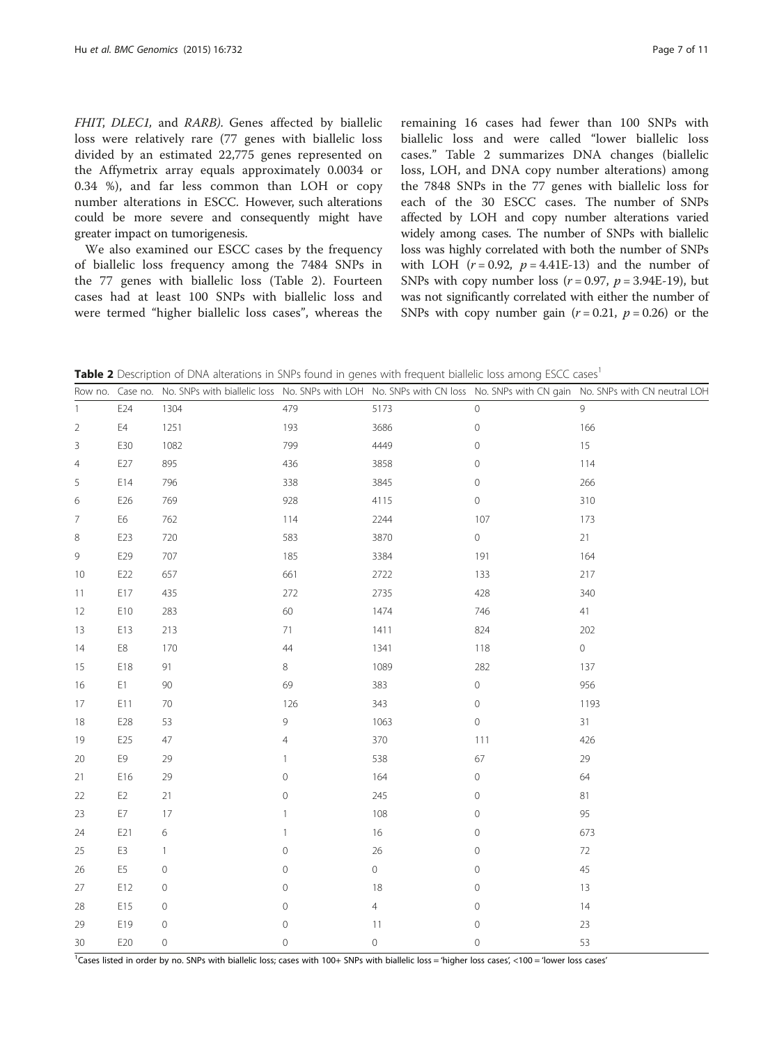*FHIT, DLEC1,* and *RARB*). Genes affected by biallelic loss were relatively rare (77 genes with biallelic loss divided by an estimated 22,775 genes represented on the Affymetrix array equals approximately 0.0034 or 0.34 %), and far less common than LOH or copy number alterations in ESCC. However, such alterations could be more severe and consequently might have greater impact on tumorigenesis.

We also examined our ESCC cases by the frequency of biallelic loss frequency among the 7484 SNPs in the 77 genes with biallelic loss (Table 2). Fourteen cases had at least 100 SNPs with biallelic loss and were termed "higher biallelic loss cases", whereas the remaining 16 cases had fewer than 100 SNPs with biallelic loss and were called "lower biallelic loss cases." Table 2 summarizes DNA changes (biallelic loss, LOH, and DNA copy number alterations) among the 7848 SNPs in the 77 genes with biallelic loss for each of the 30 ESCC cases. The number of SNPs affected by LOH and copy number alterations varied widely among cases. The number of SNPs with biallelic loss was highly correlated with both the number of SNPs with LOH ($r = 0.92$, $p = 4.41E\text{-}13$) and the number of SNPs with copy number loss ($r = 0.97$, $p = 3.94E\text{-}19$), but was not significantly correlated with either the number of SNPs with copy number gain ($r = 0.21$, $p = 0.26$) or the

**Table 2** Description of DNA alterations in SNPs found in genes with frequent biallelic loss among ESCC cases[1]

| Row no. | Case no. | No. SNPs with biallelic loss | No. SNPs with LOH | No. SNPs with CN loss | No. SNPs with CN gain | No. SNPs with CN neutral LOH |
|---|---|---|---|---|---|---|
| 1 | E24 | 1304 | 479 | 5173 | 0 | 9 |
| 2 | E4 | 1251 | 193 | 3686 | 0 | 166 |
| 3 | E30 | 1082 | 799 | 4449 | 0 | 15 |
| 4 | E27 | 895 | 436 | 3858 | 0 | 114 |
| 5 | E14 | 796 | 338 | 3845 | 0 | 266 |
| 6 | E26 | 769 | 928 | 4115 | 0 | 310 |
| 7 | E6 | 762 | 114 | 2244 | 107 | 173 |
| 8 | E23 | 720 | 583 | 3870 | 0 | 21 |
| 9 | E29 | 707 | 185 | 3384 | 191 | 164 |
| 10 | E22 | 657 | 661 | 2722 | 133 | 217 |
| 11 | E17 | 435 | 272 | 2735 | 428 | 340 |
| 12 | E10 | 283 | 60 | 1474 | 746 | 41 |
| 13 | E13 | 213 | 71 | 1411 | 824 | 202 |
| 14 | E8 | 170 | 44 | 1341 | 118 | 0 |
| 15 | E18 | 91 | 8 | 1089 | 282 | 137 |
| 16 | E1 | 90 | 69 | 383 | 0 | 956 |
| 17 | E11 | 70 | 126 | 343 | 0 | 1193 |
| 18 | E28 | 53 | 9 | 1063 | 0 | 31 |
| 19 | E25 | 47 | 4 | 370 | 111 | 426 |
| 20 | E9 | 29 | 1 | 538 | 67 | 29 |
| 21 | E16 | 29 | 0 | 164 | 0 | 64 |
| 22 | E2 | 21 | 0 | 245 | 0 | 81 |
| 23 | E7 | 17 | 1 | 108 | 0 | 95 |
| 24 | E21 | 6 | 1 | 16 | 0 | 673 |
| 25 | E3 | 1 | 0 | 26 | 0 | 72 |
| 26 | E5 | 0 | 0 | 0 | 0 | 45 |
| 27 | E12 | 0 | 0 | 18 | 0 | 13 |
| 28 | E15 | 0 | 0 | 4 | 0 | 14 |
| 29 | E19 | 0 | 0 | 11 | 0 | 23 |
| 30 | E20 | 0 | 0 | 0 | 0 | 53 |

[1]Cases listed in order by no. SNPs with biallelic loss; cases with 100+ SNPs with biallelic loss = 'higher loss cases', <100 = 'lower loss cases'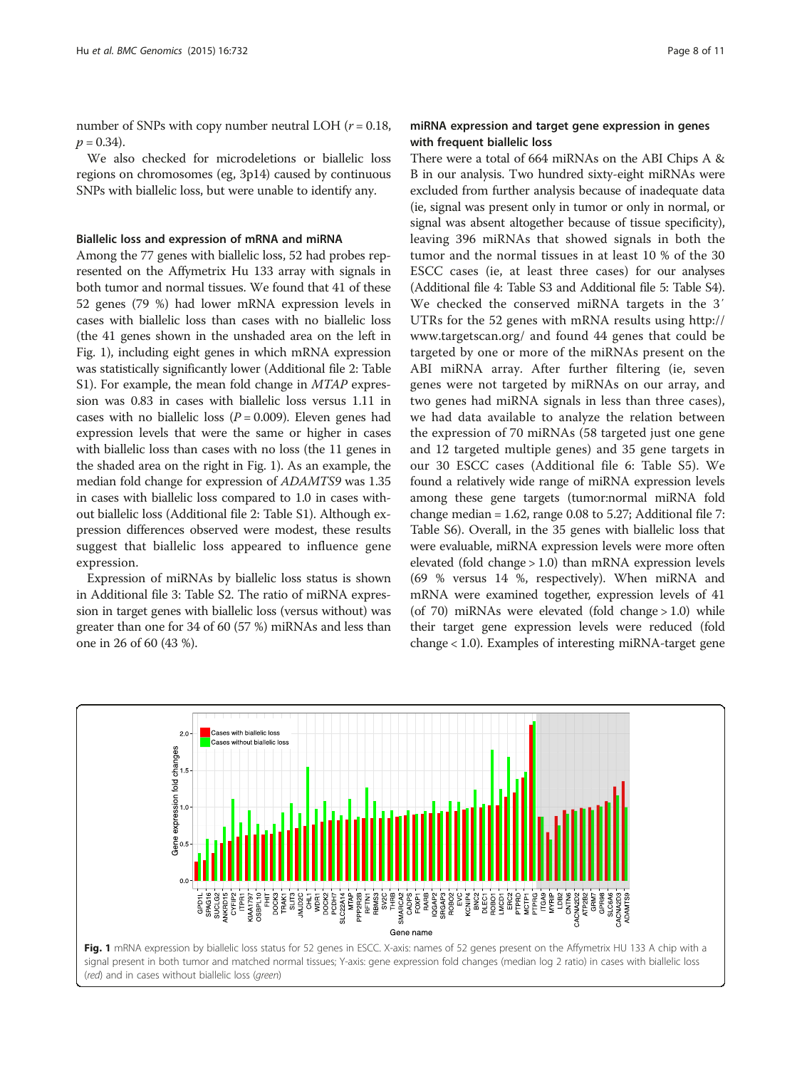number of SNPs with copy number neutral LOH ($r = 0.18$, $p = 0.34$).

We also checked for microdeletions or biallelic loss regions on chromosomes (eg, 3p14) caused by continuous SNPs with biallelic loss, but were unable to identify any.

#### Biallelic loss and expression of mRNA and miRNA

Among the 77 genes with biallelic loss, 52 had probes represented on the Affymetrix Hu 133 array with signals in both tumor and normal tissues. We found that 41 of these 52 genes (79 %) had lower mRNA expression levels in cases with biallelic loss than cases with no biallelic loss (the 41 genes shown in the unshaded area on the left in Fig. 1), including eight genes in which mRNA expression was statistically significantly lower (Additional file 2: Table S1). For example, the mean fold change in *MTAP* expression was 0.83 in cases with biallelic loss versus 1.11 in cases with no biallelic loss ($P = 0.009$). Eleven genes had expression levels that were the same or higher in cases with biallelic loss than cases with no loss (the 11 genes in the shaded area on the right in Fig. 1). As an example, the median fold change for expression of *ADAMTS9* was 1.35 in cases with biallelic loss compared to 1.0 in cases without biallelic loss (Additional file 2: Table S1). Although expression differences observed were modest, these results suggest that biallelic loss appeared to influence gene expression.

Expression of miRNAs by biallelic loss status is shown in Additional file 3: Table S2. The ratio of miRNA expression in target genes with biallelic loss (versus without) was greater than one for 34 of 60 (57 %) miRNAs and less than one in 26 of 60 (43 %).

#### miRNA expression and target gene expression in genes with frequent biallelic loss

There were a total of 664 miRNAs on the ABI Chips A & B in our analysis. Two hundred sixty-eight miRNAs were excluded from further analysis because of inadequate data (ie, signal was present only in tumor or only in normal, or signal was absent altogether because of tissue specificity), leaving 396 miRNAs that showed signals in both the tumor and the normal tissues in at least 10 % of the 30 ESCC cases (ie, at least three cases) for our analyses (Additional file 4: Table S3 and Additional file 5: Table S4). We checked the conserved miRNA targets in the 3′ UTRs for the 52 genes with mRNA results using http://www.targetscan.org/ and found 44 genes that could be targeted by one or more of the miRNAs present on the ABI miRNA array. After further filtering (ie, seven genes were not targeted by miRNAs on our array, and two genes had miRNA signals in less than three cases), we had data available to analyze the relation between the expression of 70 miRNAs (58 targeted just one gene and 12 targeted multiple genes) and 35 gene targets in our 30 ESCC cases (Additional file 6: Table S5). We found a relatively wide range of miRNA expression levels among these gene targets (tumor:normal miRNA fold change median = 1.62, range 0.08 to 5.27; Additional file 7: Table S6). Overall, in the 35 genes with biallelic loss that were evaluable, miRNA expression levels were more often elevated (fold change > 1.0) than mRNA expression levels (69 % versus 14 %, respectively). When miRNA and mRNA were examined together, expression levels of 41 (of 70) miRNAs were elevated (fold change > 1.0) while their target gene expression levels were reduced (fold change < 1.0). Examples of interesting miRNA-target gene

**Fig. 1** mRNA expression by biallelic loss status for 52 genes in ESCC. X-axis: names of 52 genes present on the Affymetrix HU 133 A chip with a signal present in both tumor and matched normal tissues; Y-axis: gene expression fold changes (median log 2 ratio) in cases with biallelic loss (*red*) and in cases without biallelic loss (*green*)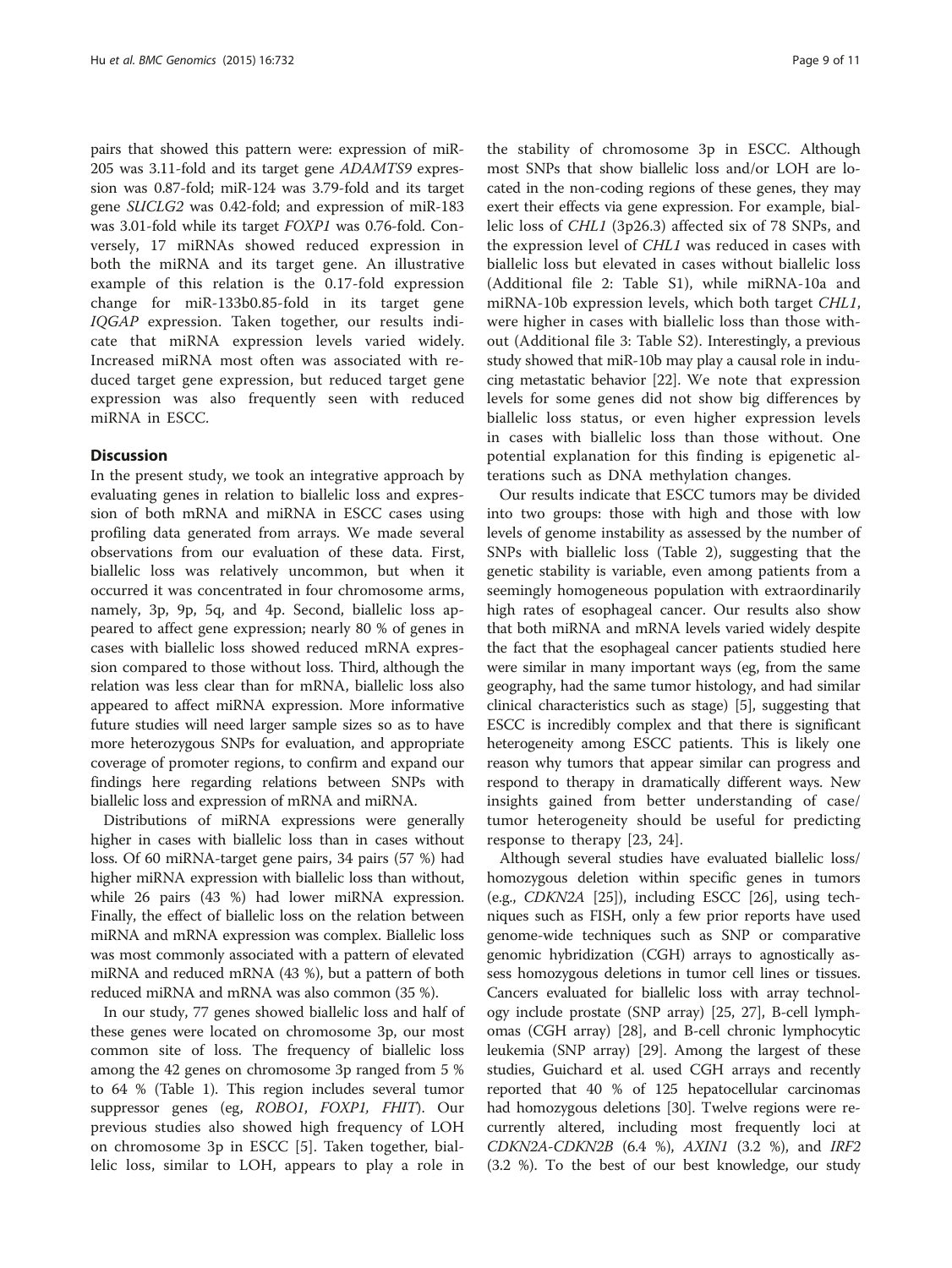pairs that showed this pattern were: expression of miR-205 was 3.11-fold and its target gene *ADAMTS9* expression was 0.87-fold; miR-124 was 3.79-fold and its target gene *SUCLG2* was 0.42-fold; and expression of miR-183 was 3.01-fold while its target *FOXP1* was 0.76-fold. Conversely, 17 miRNAs showed reduced expression in both the miRNA and its target gene. An illustrative example of this relation is the 0.17-fold expression change for miR-133b0.85-fold in its target gene *IQGAP* expression. Taken together, our results indicate that miRNA expression levels varied widely. Increased miRNA most often was associated with reduced target gene expression, but reduced target gene expression was also frequently seen with reduced miRNA in ESCC.

## Discussion

In the present study, we took an integrative approach by evaluating genes in relation to biallelic loss and expression of both mRNA and miRNA in ESCC cases using profiling data generated from arrays. We made several observations from our evaluation of these data. First, biallelic loss was relatively uncommon, but when it occurred it was concentrated in four chromosome arms, namely, 3p, 9p, 5q, and 4p. Second, biallelic loss appeared to affect gene expression; nearly 80 % of genes in cases with biallelic loss showed reduced mRNA expression compared to those without loss. Third, although the relation was less clear than for mRNA, biallelic loss also appeared to affect miRNA expression. More informative future studies will need larger sample sizes so as to have more heterozygous SNPs for evaluation, and appropriate coverage of promoter regions, to confirm and expand our findings here regarding relations between SNPs with biallelic loss and expression of mRNA and miRNA.

Distributions of miRNA expressions were generally higher in cases with biallelic loss than in cases without loss. Of 60 miRNA-target gene pairs, 34 pairs (57 %) had higher miRNA expression with biallelic loss than without, while 26 pairs (43 %) had lower miRNA expression. Finally, the effect of biallelic loss on the relation between miRNA and mRNA expression was complex. Biallelic loss was most commonly associated with a pattern of elevated miRNA and reduced mRNA (43 %), but a pattern of both reduced miRNA and mRNA was also common (35 %).

In our study, 77 genes showed biallelic loss and half of these genes were located on chromosome 3p, our most common site of loss. The frequency of biallelic loss among the 42 genes on chromosome 3p ranged from 5 % to 64 % (Table 1). This region includes several tumor suppressor genes (eg, *ROBO1*, *FOXP1*, *FHIT*). Our previous studies also showed high frequency of LOH on chromosome 3p in ESCC [5]. Taken together, biallelic loss, similar to LOH, appears to play a role in the stability of chromosome 3p in ESCC. Although most SNPs that show biallelic loss and/or LOH are located in the non-coding regions of these genes, they may exert their effects via gene expression. For example, biallelic loss of *CHL1* (3p26.3) affected six of 78 SNPs, and the expression level of *CHL1* was reduced in cases with biallelic loss but elevated in cases without biallelic loss (Additional file 2: Table S1), while miRNA-10a and miRNA-10b expression levels, which both target *CHL1*, were higher in cases with biallelic loss than those without (Additional file 3: Table S2). Interestingly, a previous study showed that miR-10b may play a causal role in inducing metastatic behavior [22]. We note that expression levels for some genes did not show big differences by biallelic loss status, or even higher expression levels in cases with biallelic loss than those without. One potential explanation for this finding is epigenetic alterations such as DNA methylation changes.

Our results indicate that ESCC tumors may be divided into two groups: those with high and those with low levels of genome instability as assessed by the number of SNPs with biallelic loss (Table 2), suggesting that the genetic stability is variable, even among patients from a seemingly homogeneous population with extraordinarily high rates of esophageal cancer. Our results also show that both miRNA and mRNA levels varied widely despite the fact that the esophageal cancer patients studied here were similar in many important ways (eg, from the same geography, had the same tumor histology, and had similar clinical characteristics such as stage) [5], suggesting that ESCC is incredibly complex and that there is significant heterogeneity among ESCC patients. This is likely one reason why tumors that appear similar can progress and respond to therapy in dramatically different ways. New insights gained from better understanding of case/tumor heterogeneity should be useful for predicting response to therapy [23, 24].

Although several studies have evaluated biallelic loss/homozygous deletion within specific genes in tumors (e.g., *CDKN2A* [25]), including ESCC [26], using techniques such as FISH, only a few prior reports have used genome-wide techniques such as SNP or comparative genomic hybridization (CGH) arrays to agnostically assess homozygous deletions in tumor cell lines or tissues. Cancers evaluated for biallelic loss with array technology include prostate (SNP array) [25, 27], B-cell lymphomas (CGH array) [28], and B-cell chronic lymphocytic leukemia (SNP array) [29]. Among the largest of these studies, Guichard et al. used CGH arrays and recently reported that 40 % of 125 hepatocellular carcinomas had homozygous deletions [30]. Twelve regions were recurrently altered, including most frequently loci at *CDKN2A-CDKN2B* (6.4 %), *AXIN1* (3.2 %), and *IRF2* (3.2 %). To the best of our best knowledge, our study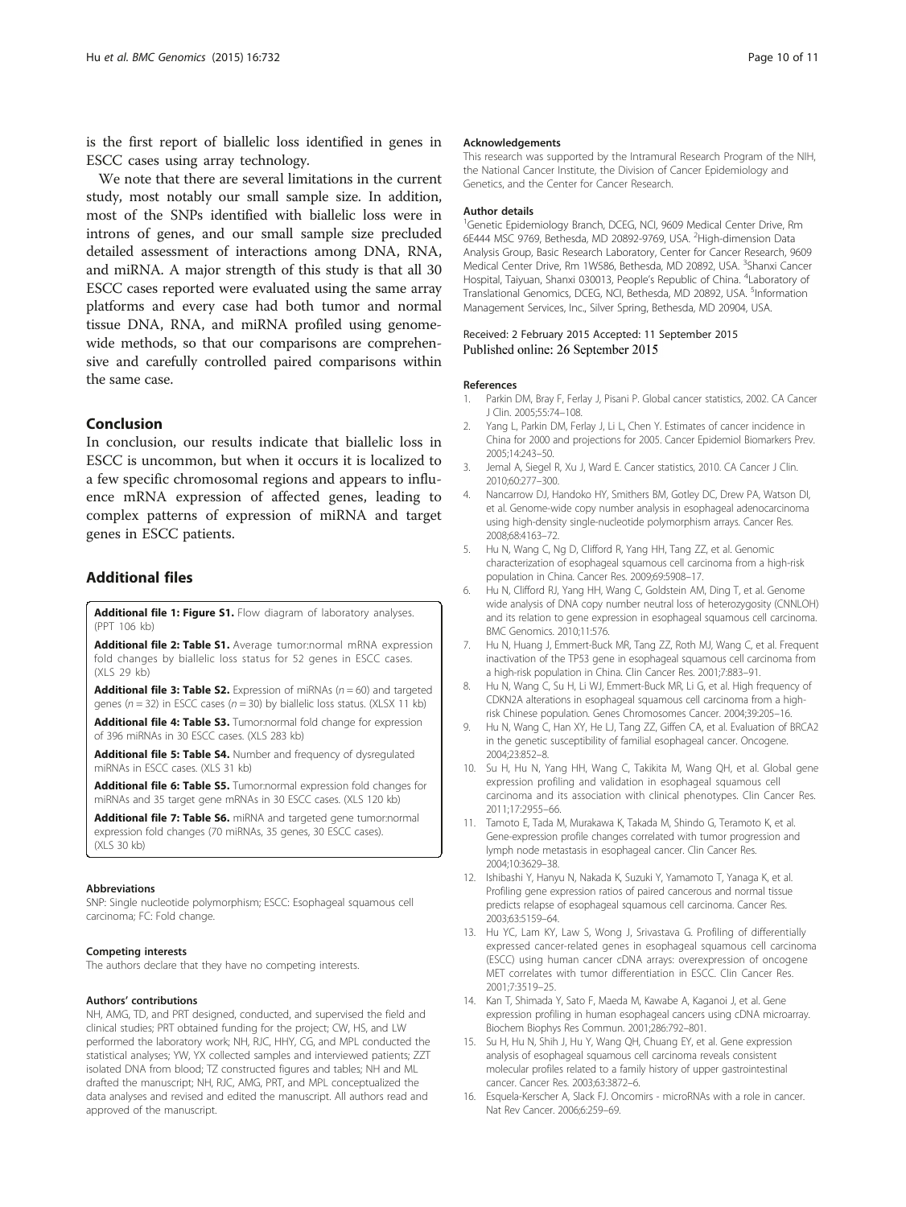is the first report of biallelic loss identified in genes in ESCC cases using array technology.

We note that there are several limitations in the current study, most notably our small sample size. In addition, most of the SNPs identified with biallelic loss were in introns of genes, and our small sample size precluded detailed assessment of interactions among DNA, RNA, and miRNA. A major strength of this study is that all 30 ESCC cases reported were evaluated using the same array platforms and every case had both tumor and normal tissue DNA, RNA, and miRNA profiled using genome-wide methods, so that our comparisons are comprehensive and carefully controlled paired comparisons within the same case.

## Conclusion

In conclusion, our results indicate that biallelic loss in ESCC is uncommon, but when it occurs it is localized to a few specific chromosomal regions and appears to influence mRNA expression of affected genes, leading to complex patterns of expression of miRNA and target genes in ESCC patients.

## Additional files

**Additional file 1: Figure S1.** Flow diagram of laboratory analyses. (PPT 106 kb)

**Additional file 2: Table S1.** Average tumor:normal mRNA expression fold changes by biallelic loss status for 52 genes in ESCC cases. (XLS 29 kb)

**Additional file 3: Table S2.** Expression of miRNAs ($n = 60$) and targeted genes ($n = 32$) in ESCC cases ($n = 30$) by biallelic loss status. (XLSX 11 kb)

**Additional file 4: Table S3.** Tumor:normal fold change for expression of 396 miRNAs in 30 ESCC cases. (XLS 283 kb)

**Additional file 5: Table S4.** Number and frequency of dysregulated miRNAs in ESCC cases. (XLS 31 kb)

**Additional file 6: Table S5.** Tumor:normal expression fold changes for miRNAs and 35 target gene mRNAs in 30 ESCC cases. (XLS 120 kb)

**Additional file 7: Table S6.** miRNA and targeted gene tumor:normal expression fold changes (70 miRNAs, 35 genes, 30 ESCC cases). (XLS 30 kb)

### Abbreviations

SNP: Single nucleotide polymorphism; ESCC: Esophageal squamous cell carcinoma; FC: Fold change.

### Competing interests

The authors declare that they have no competing interests.

### Authors' contributions

NH, AMG, TD, and PRT designed, conducted, and supervised the field and clinical studies; PRT obtained funding for the project; CW, HS, and LW performed the laboratory work; NH, RJC, HHY, CG, and MPL conducted the statistical analyses; YW, YX collected samples and interviewed patients; ZZT isolated DNA from blood; TZ constructed figures and tables; NH and ML drafted the manuscript; NH, RJC, AMG, PRT, and MPL conceptualized the data analyses and revised and edited the manuscript. All authors read and approved of the manuscript.

### Acknowledgements

This research was supported by the Intramural Research Program of the NIH, the National Cancer Institute, the Division of Cancer Epidemiology and Genetics, and the Center for Cancer Research.

### Author details

[1]Genetic Epidemiology Branch, DCEG, NCI, 9609 Medical Center Drive, Rm 6E444 MSC 9769, Bethesda, MD 20892-9769, USA. [2]High-dimension Data Analysis Group, Basic Research Laboratory, Center for Cancer Research, 9609 Medical Center Drive, Rm 1W586, Bethesda, MD 20892, USA. [3]Shanxi Cancer Hospital, Taiyuan, Shanxi 030013, People's Republic of China. [4]Laboratory of Translational Genomics, DCEG, NCI, Bethesda, MD 20892, USA. [5]Information Management Services, Inc., Silver Spring, Bethesda, MD 20904, USA.

Received: 2 February 2015 Accepted: 11 September 2015
Published online: 26 September 2015

### References

1. Parkin DM, Bray F, Ferlay J, Pisani P. Global cancer statistics, 2002. CA Cancer J Clin. 2005;55:74–108.
2. Yang L, Parkin DM, Ferlay J, Li L, Chen Y. Estimates of cancer incidence in China for 2000 and projections for 2005. Cancer Epidemiol Biomarkers Prev. 2005;14:243–50.
3. Jemal A, Siegel R, Xu J, Ward E. Cancer statistics, 2010. CA Cancer J Clin. 2010;60:277–300.
4. Nancarrow DJ, Handoko HY, Smithers BM, Gotley DC, Drew PA, Watson DI, et al. Genome-wide copy number analysis in esophageal adenocarcinoma using high-density single-nucleotide polymorphism arrays. Cancer Res. 2008;68:4163–72.
5. Hu N, Wang C, Ng D, Clifford R, Yang HH, Tang ZZ, et al. Genomic characterization of esophageal squamous cell carcinoma from a high-risk population in China. Cancer Res. 2009;69:5908–17.
6. Hu N, Clifford RJ, Yang HH, Wang C, Goldstein AM, Ding T, et al. Genome wide analysis of DNA copy number neutral loss of heterozygosity (CNNLOH) and its relation to gene expression in esophageal squamous cell carcinoma. BMC Genomics. 2010;11:576.
7. Hu N, Huang J, Emmert-Buck MR, Tang ZZ, Roth MJ, Wang C, et al. Frequent inactivation of the TP53 gene in esophageal squamous cell carcinoma from a high-risk population in China. Clin Cancer Res. 2001;7:883–91.
8. Hu N, Wang C, Su H, Li WJ, Emmert-Buck MR, Li G, et al. High frequency of CDKN2A alterations in esophageal squamous cell carcinoma from a high-risk Chinese population. Genes Chromosomes Cancer. 2004;39:205–16.
9. Hu N, Wang C, Han XY, He LJ, Tang ZZ, Giffen CA, et al. Evaluation of BRCA2 in the genetic susceptibility of familial esophageal cancer. Oncogene. 2004;23:852–8.
10. Su H, Hu N, Yang HH, Wang C, Takikita M, Wang QH, et al. Global gene expression profiling and validation in esophageal squamous cell carcinoma and its association with clinical phenotypes. Clin Cancer Res. 2011;17:2955–66.
11. Tamoto E, Tada M, Murakawa K, Takada M, Shindo G, Teramoto K, et al. Gene-expression profile changes correlated with tumor progression and lymph node metastasis in esophageal cancer. Clin Cancer Res. 2004;10:3629–38.
12. Ishibashi Y, Hanyu N, Nakada K, Suzuki Y, Yamamoto T, Yanaga K, et al. Profiling gene expression ratios of paired cancerous and normal tissue predicts relapse of esophageal squamous cell carcinoma. Cancer Res. 2003;63:5159–64.
13. Hu YC, Lam KY, Law S, Wong J, Srivastava G. Profiling of differentially expressed cancer-related genes in esophageal squamous cell carcinoma (ESCC) using human cancer cDNA arrays: overexpression of oncogene MET correlates with tumor differentiation in ESCC. Clin Cancer Res. 2001;7:3519–25.
14. Kan T, Shimada Y, Sato F, Maeda M, Kawabe A, Kaganoi J, et al. Gene expression profiling in human esophageal cancers using cDNA microarray. Biochem Biophys Res Commun. 2001;286:792–801.
15. Su H, Hu N, Shih J, Hu Y, Wang QH, Chuang EY, et al. Gene expression analysis of esophageal squamous cell carcinoma reveals consistent molecular profiles related to a family history of upper gastrointestinal cancer. Cancer Res. 2003;63:3872–6.
16. Esquela-Kerscher A, Slack FJ. Oncomirs - microRNAs with a role in cancer. Nat Rev Cancer. 2006;6:259–69.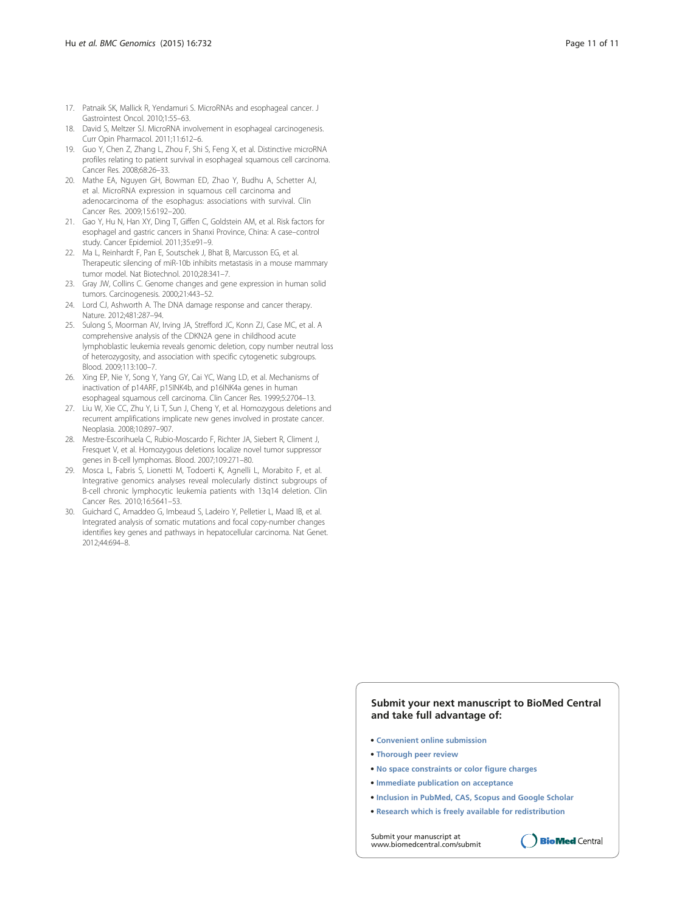17. Patnaik SK, Mallick R, Yendamuri S. MicroRNAs and esophageal cancer. J Gastrointest Oncol. 2010;1:55–63.
18. David S, Meltzer SJ. MicroRNA involvement in esophageal carcinogenesis. Curr Opin Pharmacol. 2011;11:612–6.
19. Guo Y, Chen Z, Zhang L, Zhou F, Shi S, Feng X, et al. Distinctive microRNA profiles relating to patient survival in esophageal squamous cell carcinoma. Cancer Res. 2008;68:26–33.
20. Mathe EA, Nguyen GH, Bowman ED, Zhao Y, Budhu A, Schetter AJ, et al. MicroRNA expression in squamous cell carcinoma and adenocarcinoma of the esophagus: associations with survival. Clin Cancer Res. 2009;15:6192–200.
21. Gao Y, Hu N, Han XY, Ding T, Giffen C, Goldstein AM, et al. Risk factors for esophagel and gastric cancers in Shanxi Province, China: A case–control study. Cancer Epidemiol. 2011;35:e91–9.
22. Ma L, Reinhardt F, Pan E, Soutschek J, Bhat B, Marcusson EG, et al. Therapeutic silencing of miR-10b inhibits metastasis in a mouse mammary tumor model. Nat Biotechnol. 2010;28:341–7.
23. Gray JW, Collins C. Genome changes and gene expression in human solid tumors. Carcinogenesis. 2000;21:443–52.
24. Lord CJ, Ashworth A. The DNA damage response and cancer therapy. Nature. 2012;481:287–94.
25. Sulong S, Moorman AV, Irving JA, Strefford JC, Konn ZJ, Case MC, et al. A comprehensive analysis of the CDKN2A gene in childhood acute lymphoblastic leukemia reveals genomic deletion, copy number neutral loss of heterozygosity, and association with specific cytogenetic subgroups. Blood. 2009;113:100–7.
26. Xing EP, Nie Y, Song Y, Yang GY, Cai YC, Wang LD, et al. Mechanisms of inactivation of p14ARF, p15INK4b, and p16INK4a genes in human esophageal squamous cell carcinoma. Clin Cancer Res. 1999;5:2704–13.
27. Liu W, Xie CC, Zhu Y, Li T, Sun J, Cheng Y, et al. Homozygous deletions and recurrent amplifications implicate new genes involved in prostate cancer. Neoplasia. 2008;10:897–907.
28. Mestre-Escorihuela C, Rubio-Moscardo F, Richter JA, Siebert R, Climent J, Fresquet V, et al. Homozygous deletions localize novel tumor suppressor genes in B-cell lymphomas. Blood. 2007;109:271–80.
29. Mosca L, Fabris S, Lionetti M, Todoerti K, Agnelli L, Morabito F, et al. Integrative genomics analyses reveal molecularly distinct subgroups of B-cell chronic lymphocytic leukemia patients with 13q14 deletion. Clin Cancer Res. 2010;16:5641–53.
30. Guichard C, Amaddeo G, Imbeaud S, Ladeiro Y, Pelletier L, Maad IB, et al. Integrated analysis of somatic mutations and focal copy-number changes identifies key genes and pathways in hepatocellular carcinoma. Nat Genet. 2012;44:694–8.

**Submit your next manuscript to BioMed Central and take full advantage of:**

- **Convenient online submission**
- **Thorough peer review**
- **No space constraints or color figure charges**
- **Immediate publication on acceptance**
- **Inclusion in PubMed, CAS, Scopus and Google Scholar**
- **Research which is freely available for redistribution**

Submit your manuscript at
www.biomedcentral.com/submit

BioMed Central